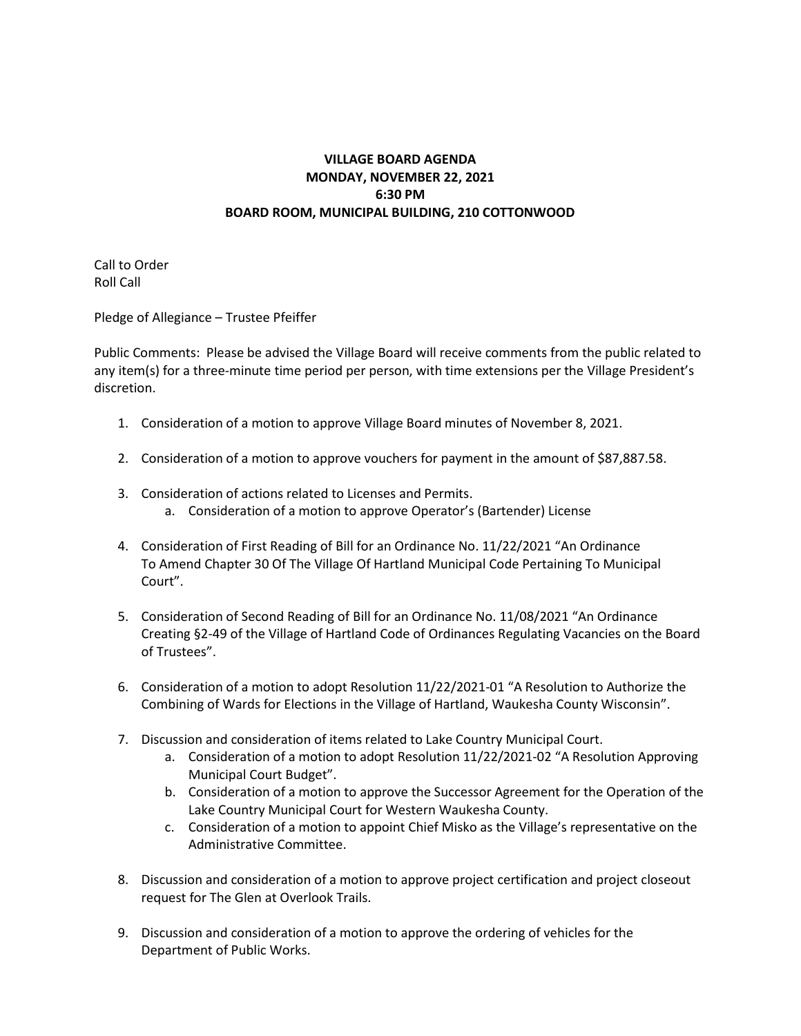**VILLAGE BOARD AGENDA**
**MONDAY, NOVEMBER 22, 2021**
**6:30 PM**
**BOARD ROOM, MUNICIPAL BUILDING, 210 COTTONWOOD**

Call to Order
Roll Call

Pledge of Allegiance – Trustee Pfeiffer

Public Comments: Please be advised the Village Board will receive comments from the public related to any item(s) for a three-minute time period per person, with time extensions per the Village President's discretion.

1. Consideration of a motion to approve Village Board minutes of November 8, 2021.

2. Consideration of a motion to approve vouchers for payment in the amount of $87,887.58.

3. Consideration of actions related to Licenses and Permits.
   a. Consideration of a motion to approve Operator's (Bartender) License

4. Consideration of First Reading of Bill for an Ordinance No. 11/22/2021 "An Ordinance To Amend Chapter 30 Of The Village Of Hartland Municipal Code Pertaining To Municipal Court".

5. Consideration of Second Reading of Bill for an Ordinance No. 11/08/2021 "An Ordinance Creating §2-49 of the Village of Hartland Code of Ordinances Regulating Vacancies on the Board of Trustees".

6. Consideration of a motion to adopt Resolution 11/22/2021-01 "A Resolution to Authorize the Combining of Wards for Elections in the Village of Hartland, Waukesha County Wisconsin".

7. Discussion and consideration of items related to Lake Country Municipal Court.
   a. Consideration of a motion to adopt Resolution 11/22/2021-02 "A Resolution Approving Municipal Court Budget".
   b. Consideration of a motion to approve the Successor Agreement for the Operation of the Lake Country Municipal Court for Western Waukesha County.
   c. Consideration of a motion to appoint Chief Misko as the Village's representative on the Administrative Committee.

8. Discussion and consideration of a motion to approve project certification and project closeout request for The Glen at Overlook Trails.

9. Discussion and consideration of a motion to approve the ordering of vehicles for the Department of Public Works.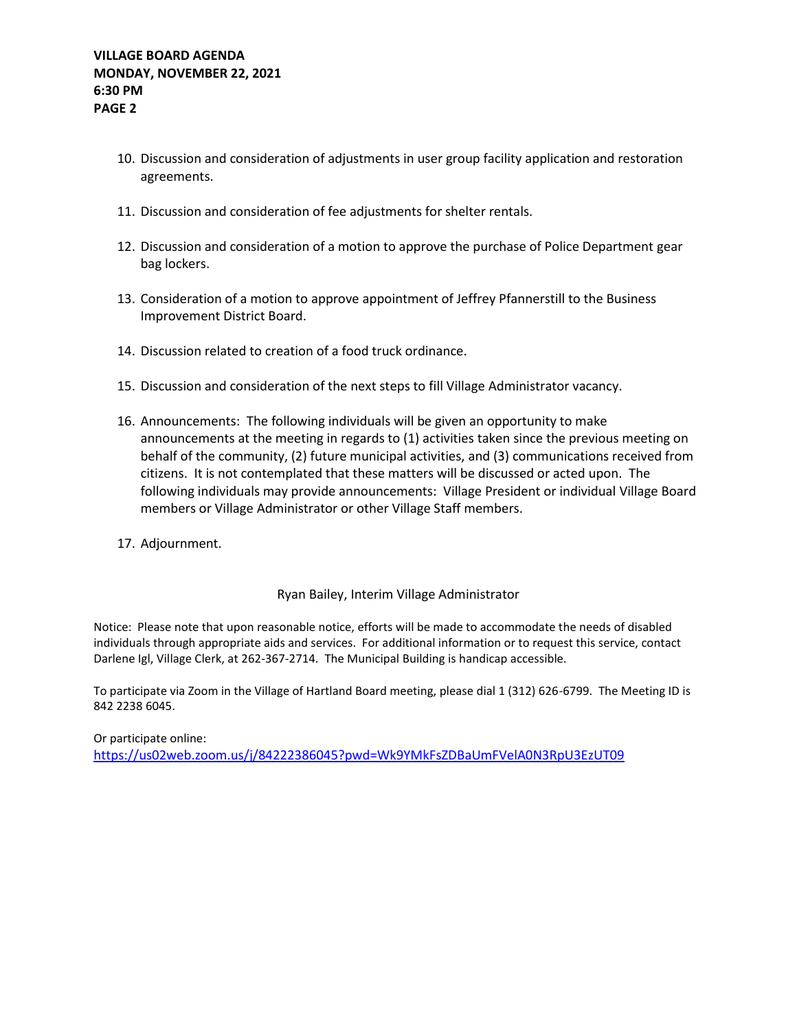10. Discussion and consideration of adjustments in user group facility application and restoration agreements.

11. Discussion and consideration of fee adjustments for shelter rentals.

12. Discussion and consideration of a motion to approve the purchase of Police Department gear bag lockers.

13. Consideration of a motion to approve appointment of Jeffrey Pfannerstill to the Business Improvement District Board.

14. Discussion related to creation of a food truck ordinance.

15. Discussion and consideration of the next steps to fill Village Administrator vacancy.

16. Announcements: The following individuals will be given an opportunity to make announcements at the meeting in regards to (1) activities taken since the previous meeting on behalf of the community, (2) future municipal activities, and (3) communications received from citizens. It is not contemplated that these matters will be discussed or acted upon. The following individuals may provide announcements: Village President or individual Village Board members or Village Administrator or other Village Staff members.

17. Adjournment.

Ryan Bailey, Interim Village Administrator

Notice: Please note that upon reasonable notice, efforts will be made to accommodate the needs of disabled individuals through appropriate aids and services. For additional information or to request this service, contact Darlene Igl, Village Clerk, at 262-367-2714. The Municipal Building is handicap accessible.

To participate via Zoom in the Village of Hartland Board meeting, please dial 1 (312) 626-6799. The Meeting ID is 842 2238 6045.

Or participate online:
https://us02web.zoom.us/j/84222386045?pwd=Wk9YMkFsZDBaUmFVelA0N3RpU3EzUT09